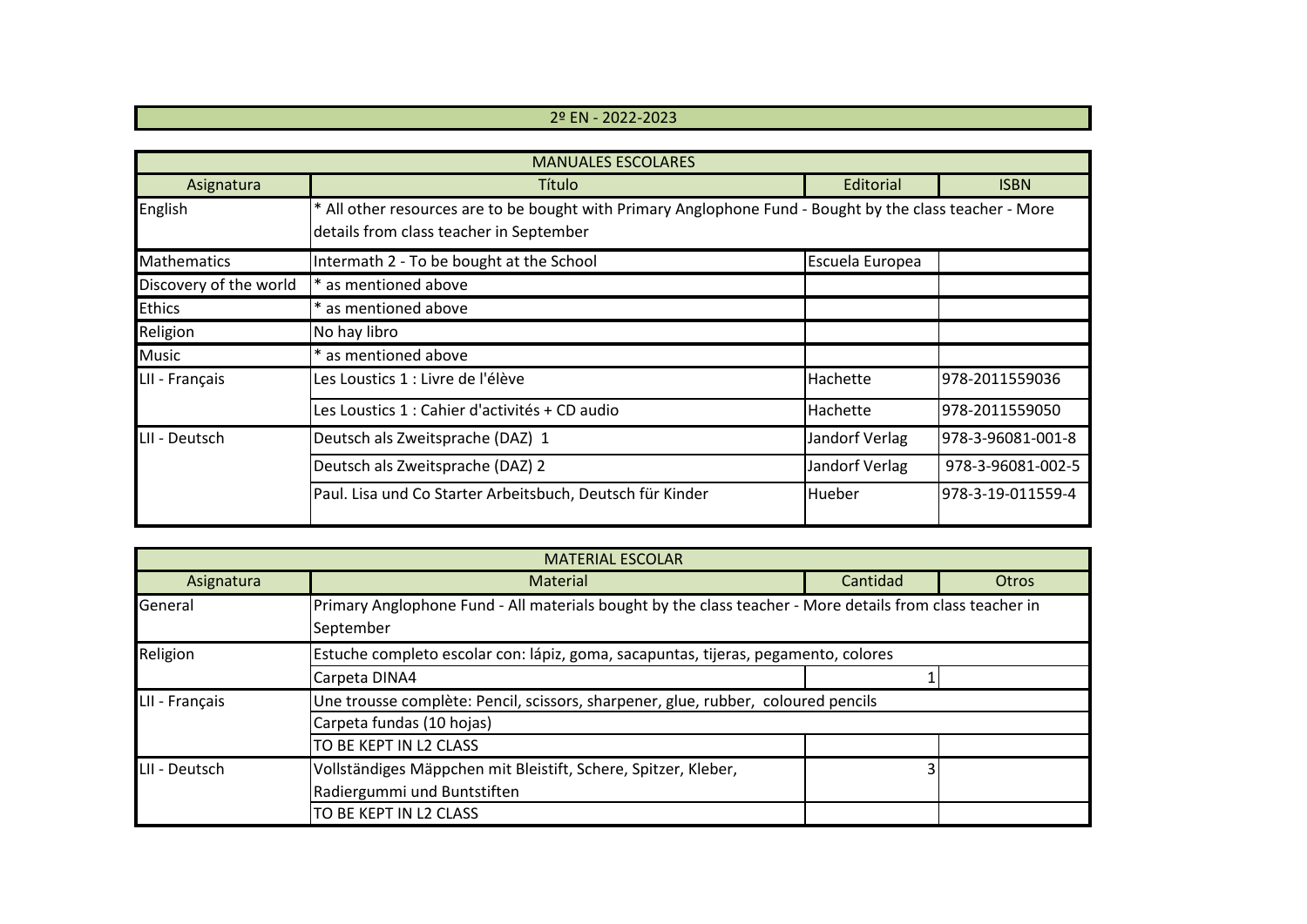# 2º EN - 2022-2023

| MANUALES ESCOLARES | | | |
|---|---|---|---|
| Asignatura | Título | Editorial | ISBN |
| English | * All other resources are to be bought with Primary Anglophone Fund - Bought by the class teacher - More details from class teacher in September | | |
| Mathematics | Intermath 2 - To be bought at the School | Escuela Europea | |
| Discovery of the world | * as mentioned above | | |
| Ethics | * as mentioned above | | |
| Religion | No hay libro | | |
| Music | * as mentioned above | | |
| LII - Français | Les Loustics 1 : Livre de l'élève | Hachette | 978-2011559036 |
| | Les Loustics 1 : Cahier d'activités + CD audio | Hachette | 978-2011559050 |
| LII - Deutsch | Deutsch als Zweitsprache (DAZ) 1 | Jandorf Verlag | 978-3-96081-001-8 |
| | Deutsch als Zweitsprache (DAZ) 2 | Jandorf Verlag | 978-3-96081-002-5 |
| | Paul. Lisa und Co Starter Arbeitsbuch, Deutsch für Kinder | Hueber | 978-3-19-011559-4 |

| MATERIAL ESCOLAR | | | |
|---|---|---|---|
| Asignatura | Material | Cantidad | Otros |
| General | Primary Anglophone Fund - All materials bought by the class teacher - More details from class teacher in September | | |
| Religion | Estuche completo escolar con: lápiz, goma, sacapuntas, tijeras, pegamento, colores | | |
| | Carpeta DINA4 | 1 | |
| LII - Français | Une trousse complète: Pencil, scissors, sharpener, glue, rubber, coloured pencils | | |
| | Carpeta fundas (10 hojas) | | |
| | TO BE KEPT IN L2 CLASS | | |
| LII - Deutsch | Vollständiges Mäppchen mit Bleistift, Schere, Spitzer, Kleber, Radiergummi und Buntstiften | 3 | |
| | TO BE KEPT IN L2 CLASS | | |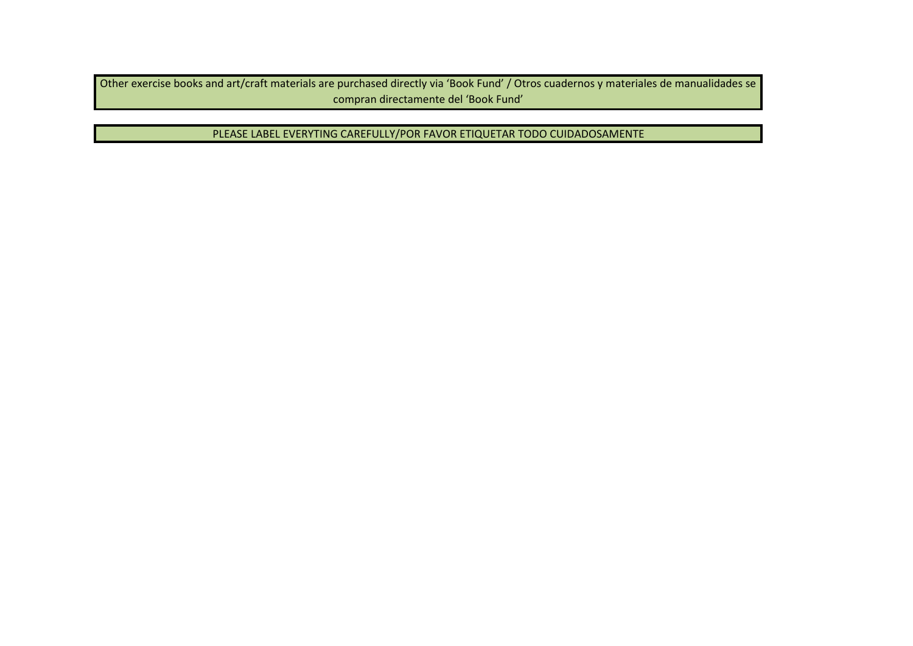Other exercise books and art/craft materials are purchased directly via 'Book Fund' / Otros cuadernos y materiales de manualidades se compran directamente del 'Book Fund'

PLEASE LABEL EVERYTING CAREFULLY/POR FAVOR ETIQUETAR TODO CUIDADOSAMENTE